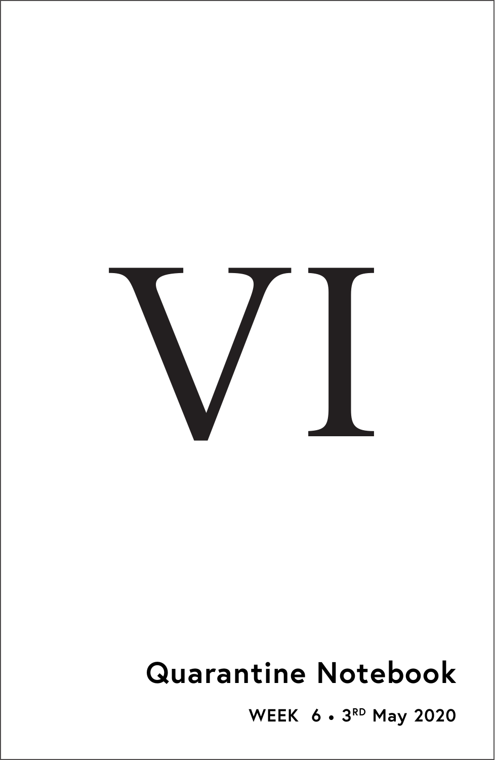# VI

## Quarantine Notebook

**WEEK 6 • 3RD May 2020**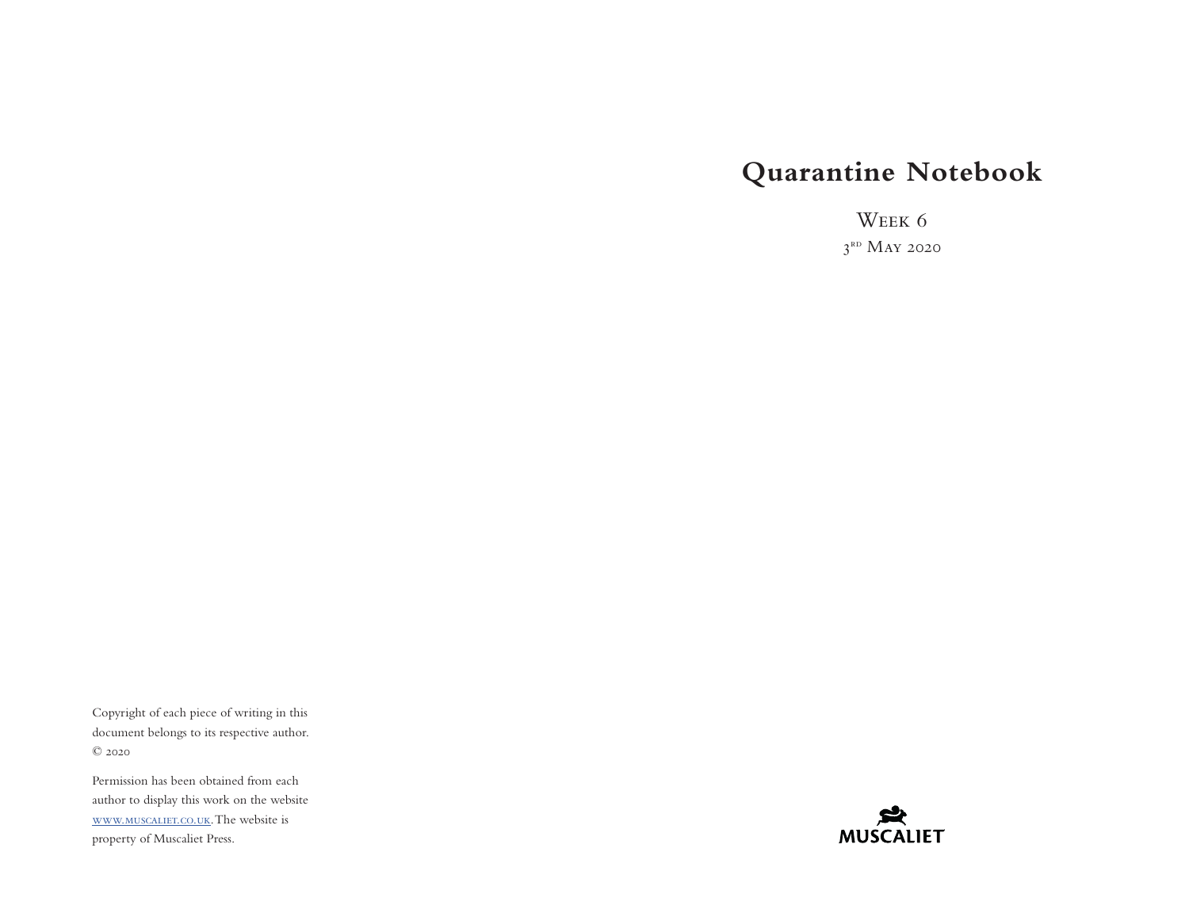# Quarantine Notebook

Week 6

3rd May 2020

Copyright of each piece of writing in this document belongs to its respective author. © 2020

Permission has been obtained from each author to display this work on the website www.muscaliet.co.uk. The website is property of Muscaliet Press.

MUSCALIET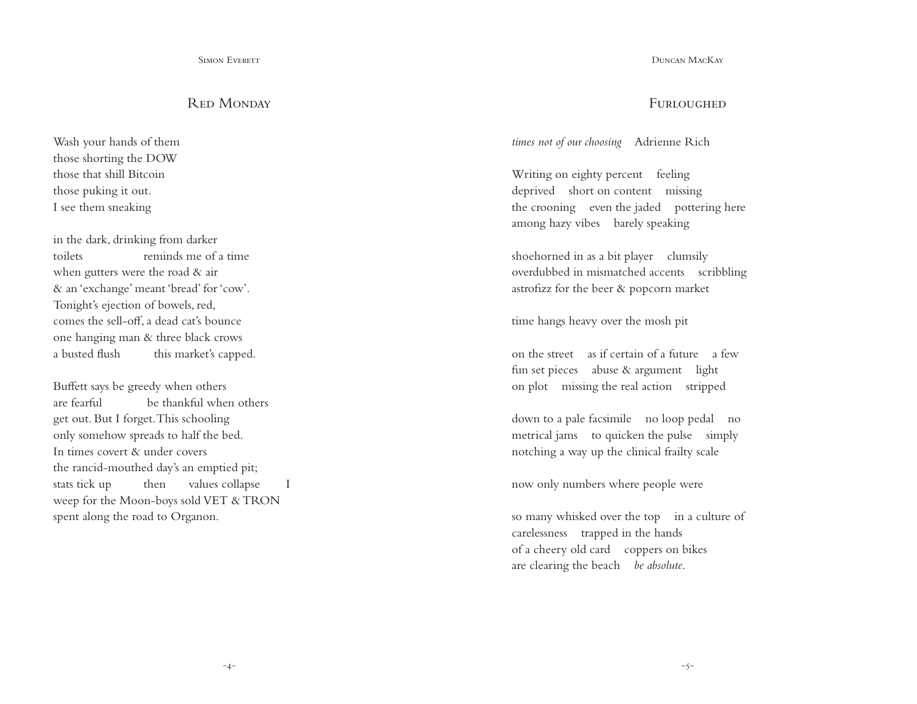Simon Everett

## Red Monday

Wash your hands of them
those shorting the DOW
those that shill Bitcoin
those puking it out.
I see them sneaking

in the dark, drinking from darker
toilets                    reminds me of a time
when gutters were the road & air
& an 'exchange' meant 'bread' for 'cow'.
Tonight's ejection of bowels, red,
comes the sell-off, a dead cat's bounce
one hanging man & three black crows
a busted flush           this market's capped.

Buffett says be greedy when others
are fearful              be thankful when others
get out. But I forget. This schooling
only somehow spreads to half the bed.
In times covert & under covers
the rancid-mouthed day's an emptied pit;
stats tick up          then       values collapse        I
weep for the Moon-boys sold VET & TRON
spent along the road to Organon.

Duncan MacKay

## Furloughed

*times not of our choosing*    Adrienne Rich

Writing on eighty percent    feeling
deprived    short on content    missing
the crooning    even the jaded    pottering here
among hazy vibes    barely speaking

shoehorned in as a bit player    clumsily
overdubbed in mismatched accents    scribbling
astrofizz for the beer & popcorn market

time hangs heavy over the mosh pit

on the street    as if certain of a future    a few
fun set pieces    abuse & argument    light
on plot    missing the real action    stripped

down to a pale facsimile    no loop pedal    no
metrical jams    to quicken the pulse    simply
notching a way up the clinical frailty scale

now only numbers where people were

so many whisked over the top    in a culture of
carelessness    trapped in the hands
of a cheery old card    coppers on bikes
are clearing the beach    *be absolute*.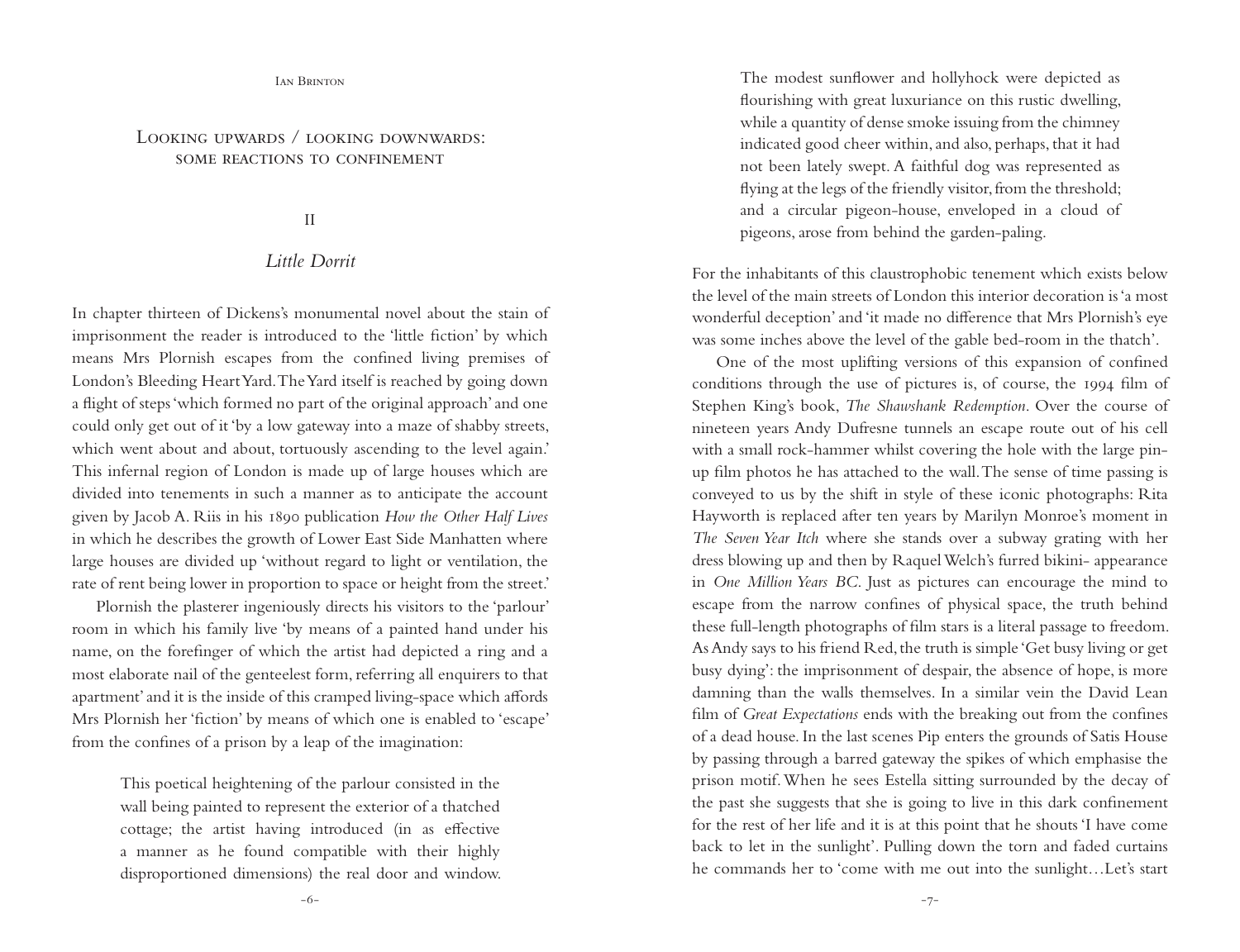## Looking upwards / looking downwards: some reactions to confinement

### II

### *Little Dorrit*

In chapter thirteen of Dickens's monumental novel about the stain of imprisonment the reader is introduced to the 'little fiction' by which means Mrs Plornish escapes from the confined living premises of London's Bleeding Heart Yard. The Yard itself is reached by going down a flight of steps 'which formed no part of the original approach' and one could only get out of it 'by a low gateway into a maze of shabby streets, which went about and about, tortuously ascending to the level again.' This infernal region of London is made up of large houses which are divided into tenements in such a manner as to anticipate the account given by Jacob A. Riis in his 1890 publication *How the Other Half Lives* in which he describes the growth of Lower East Side Manhatten where large houses are divided up 'without regard to light or ventilation, the rate of rent being lower in proportion to space or height from the street.'

Plornish the plasterer ingeniously directs his visitors to the 'parlour' room in which his family live 'by means of a painted hand under his name, on the forefinger of which the artist had depicted a ring and a most elaborate nail of the genteelest form, referring all enquirers to that apartment' and it is the inside of this cramped living-space which affords Mrs Plornish her 'fiction' by means of which one is enabled to 'escape' from the confines of a prison by a leap of the imagination:

> This poetical heightening of the parlour consisted in the wall being painted to represent the exterior of a thatched cottage; the artist having introduced (in as effective a manner as he found compatible with their highly disproportioned dimensions) the real door and window. The modest sunflower and hollyhock were depicted as flourishing with great luxuriance on this rustic dwelling, while a quantity of dense smoke issuing from the chimney indicated good cheer within, and also, perhaps, that it had not been lately swept. A faithful dog was represented as flying at the legs of the friendly visitor, from the threshold; and a circular pigeon-house, enveloped in a cloud of pigeons, arose from behind the garden-paling.

For the inhabitants of this claustrophobic tenement which exists below the level of the main streets of London this interior decoration is 'a most wonderful deception' and 'it made no difference that Mrs Plornish's eye was some inches above the level of the gable bed-room in the thatch'.

One of the most uplifting versions of this expansion of confined conditions through the use of pictures is, of course, the 1994 film of Stephen King's book, *The Shawshank Redemption*. Over the course of nineteen years Andy Dufresne tunnels an escape route out of his cell with a small rock-hammer whilst covering the hole with the large pin-up film photos he has attached to the wall. The sense of time passing is conveyed to us by the shift in style of these iconic photographs: Rita Hayworth is replaced after ten years by Marilyn Monroe's moment in *The Seven Year Itch* where she stands over a subway grating with her dress blowing up and then by Raquel Welch's furred bikini- appearance in *One Million Years BC*. Just as pictures can encourage the mind to escape from the narrow confines of physical space, the truth behind these full-length photographs of film stars is a literal passage to freedom. As Andy says to his friend Red, the truth is simple 'Get busy living or get busy dying': the imprisonment of despair, the absence of hope, is more damning than the walls themselves. In a similar vein the David Lean film of *Great Expectations* ends with the breaking out from the confines of a dead house. In the last scenes Pip enters the grounds of Satis House by passing through a barred gateway the spikes of which emphasise the prison motif. When he sees Estella sitting surrounded by the decay of the past she suggests that she is going to live in this dark confinement for the rest of her life and it is at this point that he shouts 'I have come back to let in the sunlight'. Pulling down the torn and faded curtains he commands her to 'come with me out into the sunlight…Let's start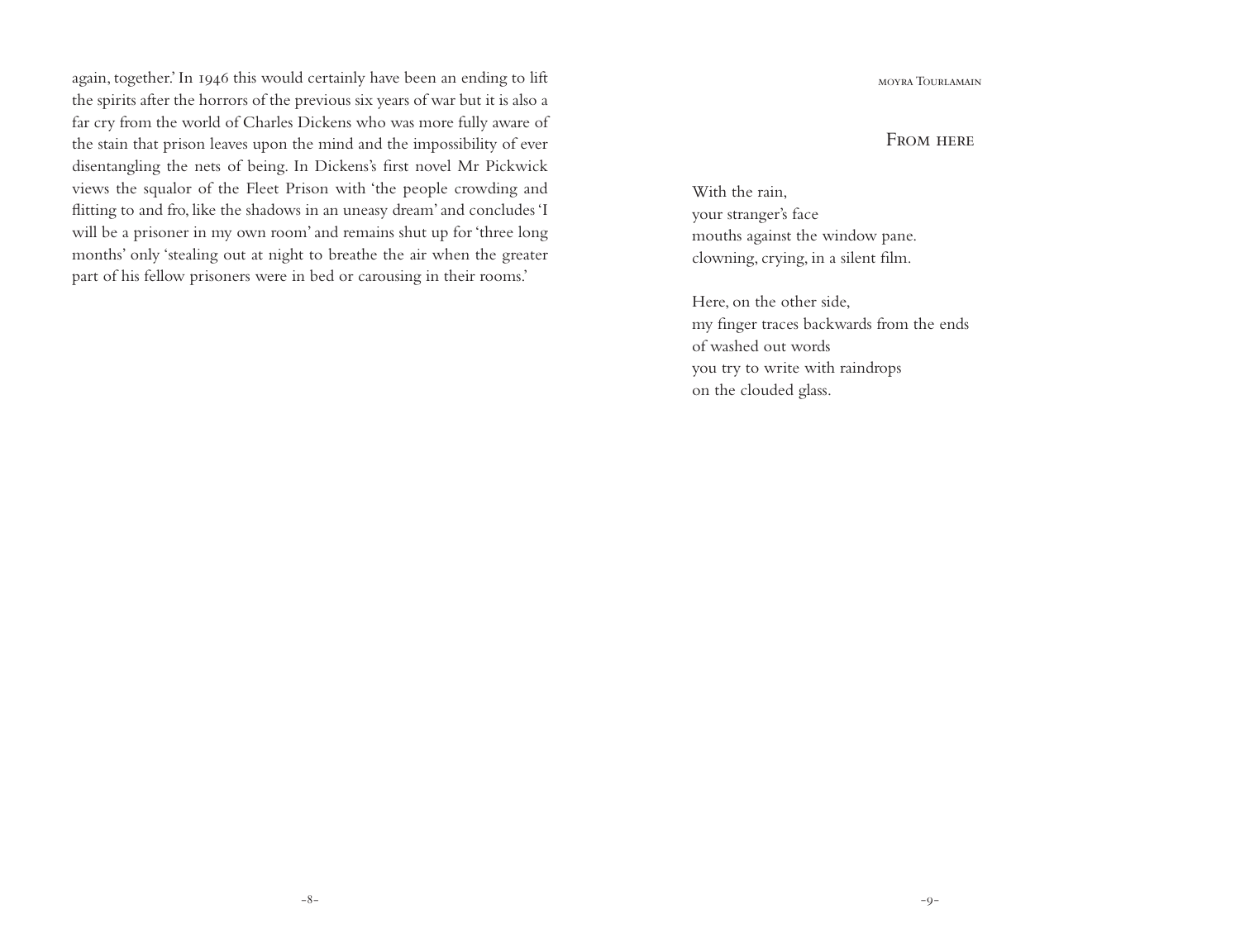again, together.' In 1946 this would certainly have been an ending to lift the spirits after the horrors of the previous six years of war but it is also a far cry from the world of Charles Dickens who was more fully aware of the stain that prison leaves upon the mind and the impossibility of ever disentangling the nets of being. In Dickens's first novel Mr Pickwick views the squalor of the Fleet Prison with 'the people crowding and flitting to and fro, like the shadows in an uneasy dream' and concludes 'I will be a prisoner in my own room' and remains shut up for 'three long months' only 'stealing out at night to breathe the air when the greater part of his fellow prisoners were in bed or carousing in their rooms.'

MOYRA TOURLAMAIN

## FROM HERE

With the rain,
your stranger's face
mouths against the window pane.
clowning, crying, in a silent film.

Here, on the other side,
my finger traces backwards from the ends
of washed out words
you try to write with raindrops
on the clouded glass.